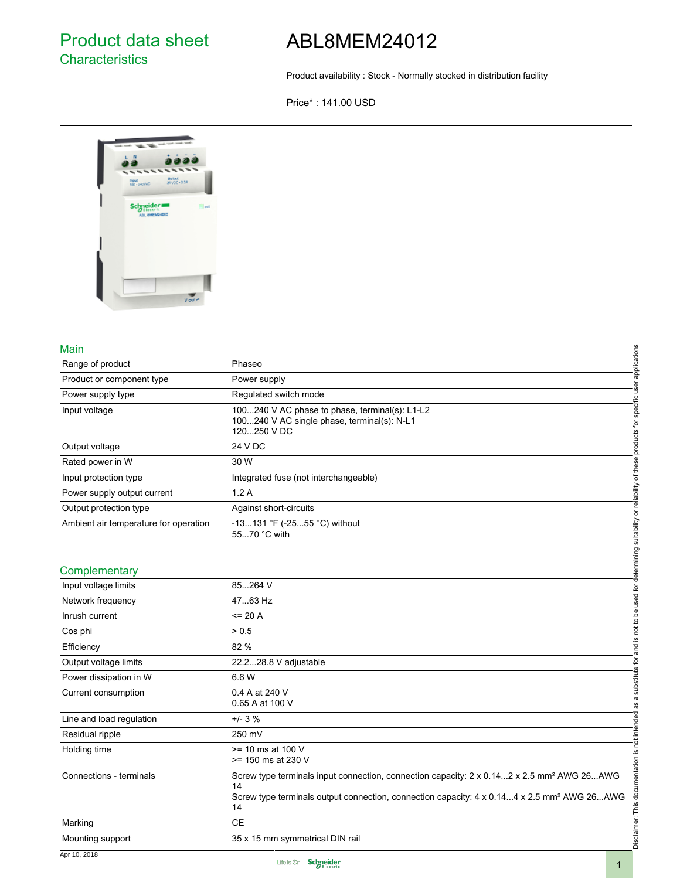# Product data sheet
## Characteristics

# ABL8MEM24012

Product availability : Stock - Normally stocked in distribution facility

Price* : 141.00 USD

## Main

| | |
|---|---|
| Range of product | Phaseo |
| Product or component type | Power supply |
| Power supply type | Regulated switch mode |
| Input voltage | 100...240 V AC phase to phase, terminal(s): L1-L2<br>100...240 V AC single phase, terminal(s): N-L1<br>120...250 V DC |
| Output voltage | 24 V DC |
| Rated power in W | 30 W |
| Input protection type | Integrated fuse (not interchangeable) |
| Power supply output current | 1.2 A |
| Output protection type | Against short-circuits |
| Ambient air temperature for operation | -13...131 °F (-25...55 °C) without<br>55...70 °C with |

## Complementary

| | |
|---|---|
| Input voltage limits | 85...264 V |
| Network frequency | 47...63 Hz |
| Inrush current | <= 20 A |
| Cos phi | > 0.5 |
| Efficiency | 82 % |
| Output voltage limits | 22.2...28.8 V adjustable |
| Power dissipation in W | 6.6 W |
| Current consumption | 0.4 A at 240 V<br>0.65 A at 100 V |
| Line and load regulation | +/- 3 % |
| Residual ripple | 250 mV |
| Holding time | >= 10 ms at 100 V<br>>= 150 ms at 230 V |
| Connections - terminals | Screw type terminals input connection, connection capacity: 2 x 0.14...2 x 2.5 mm² AWG 26...AWG 14<br>Screw type terminals output connection, connection capacity: 4 x 0.14...4 x 2.5 mm² AWG 26...AWG 14 |
| Marking | CE |
| Mounting support | 35 x 15 mm symmetrical DIN rail |

Disclaimer: This documentation is not intended as a substitute for and is not to be used for determining suitability or reliability of these products for specific user applications

Apr 10, 2018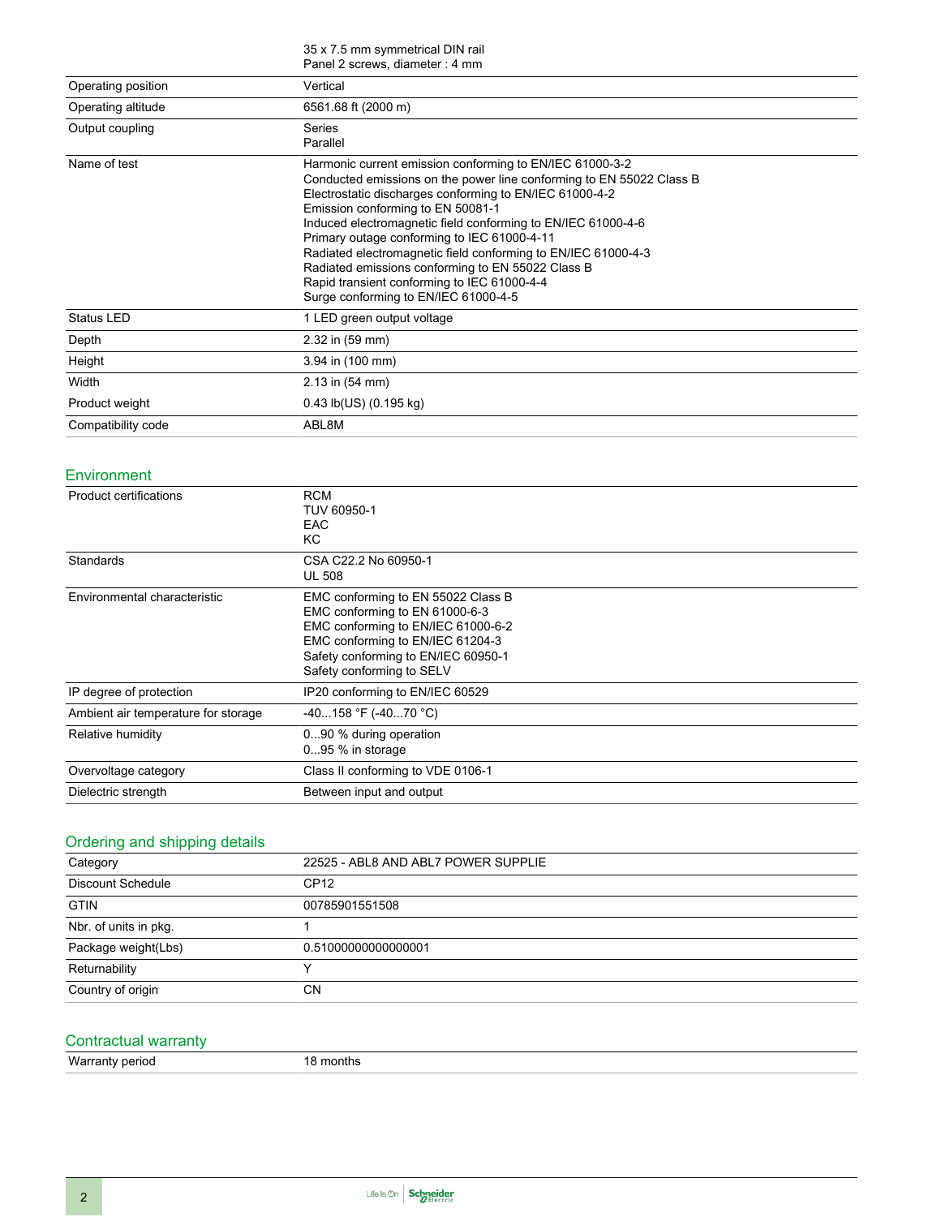| | |
|---|---|
| | 35 x 7.5 mm symmetrical DIN rail<br>Panel 2 screws, diameter : 4 mm |
| Operating position | Vertical |
| Operating altitude | 6561.68 ft (2000 m) |
| Output coupling | Series<br>Parallel |
| Name of test | Harmonic current emission conforming to EN/IEC 61000-3-2<br>Conducted emissions on the power line conforming to EN 55022 Class B<br>Electrostatic discharges conforming to EN/IEC 61000-4-2<br>Emission conforming to EN 50081-1<br>Induced electromagnetic field conforming to EN/IEC 61000-4-6<br>Primary outage conforming to IEC 61000-4-11<br>Radiated electromagnetic field conforming to EN/IEC 61000-4-3<br>Radiated emissions conforming to EN 55022 Class B<br>Rapid transient conforming to IEC 61000-4-4<br>Surge conforming to EN/IEC 61000-4-5 |
| Status LED | 1 LED green output voltage |
| Depth | 2.32 in (59 mm) |
| Height | 3.94 in (100 mm) |
| Width | 2.13 in (54 mm) |
| Product weight | 0.43 lb(US) (0.195 kg) |
| Compatibility code | ABL8M |

## Environment

| | |
|---|---|
| Product certifications | RCM<br>TUV 60950-1<br>EAC<br>KC |
| Standards | CSA C22.2 No 60950-1<br>UL 508 |
| Environmental characteristic | EMC conforming to EN 55022 Class B<br>EMC conforming to EN 61000-6-3<br>EMC conforming to EN/IEC 61000-6-2<br>EMC conforming to EN/IEC 61204-3<br>Safety conforming to EN/IEC 60950-1<br>Safety conforming to SELV |
| IP degree of protection | IP20 conforming to EN/IEC 60529 |
| Ambient air temperature for storage | -40...158 °F (-40...70 °C) |
| Relative humidity | 0...90 % during operation<br>0...95 % in storage |
| Overvoltage category | Class II conforming to VDE 0106-1 |
| Dielectric strength | Between input and output |

## Ordering and shipping details

| | |
|---|---|
| Category | 22525 - ABL8 AND ABL7 POWER SUPPLIE |
| Discount Schedule | CP12 |
| GTIN | 00785901551508 |
| Nbr. of units in pkg. | 1 |
| Package weight(Lbs) | 0.51000000000000001 |
| Returnability | Y |
| Country of origin | CN |

## Contractual warranty

| | |
|---|---|
| Warranty period | 18 months |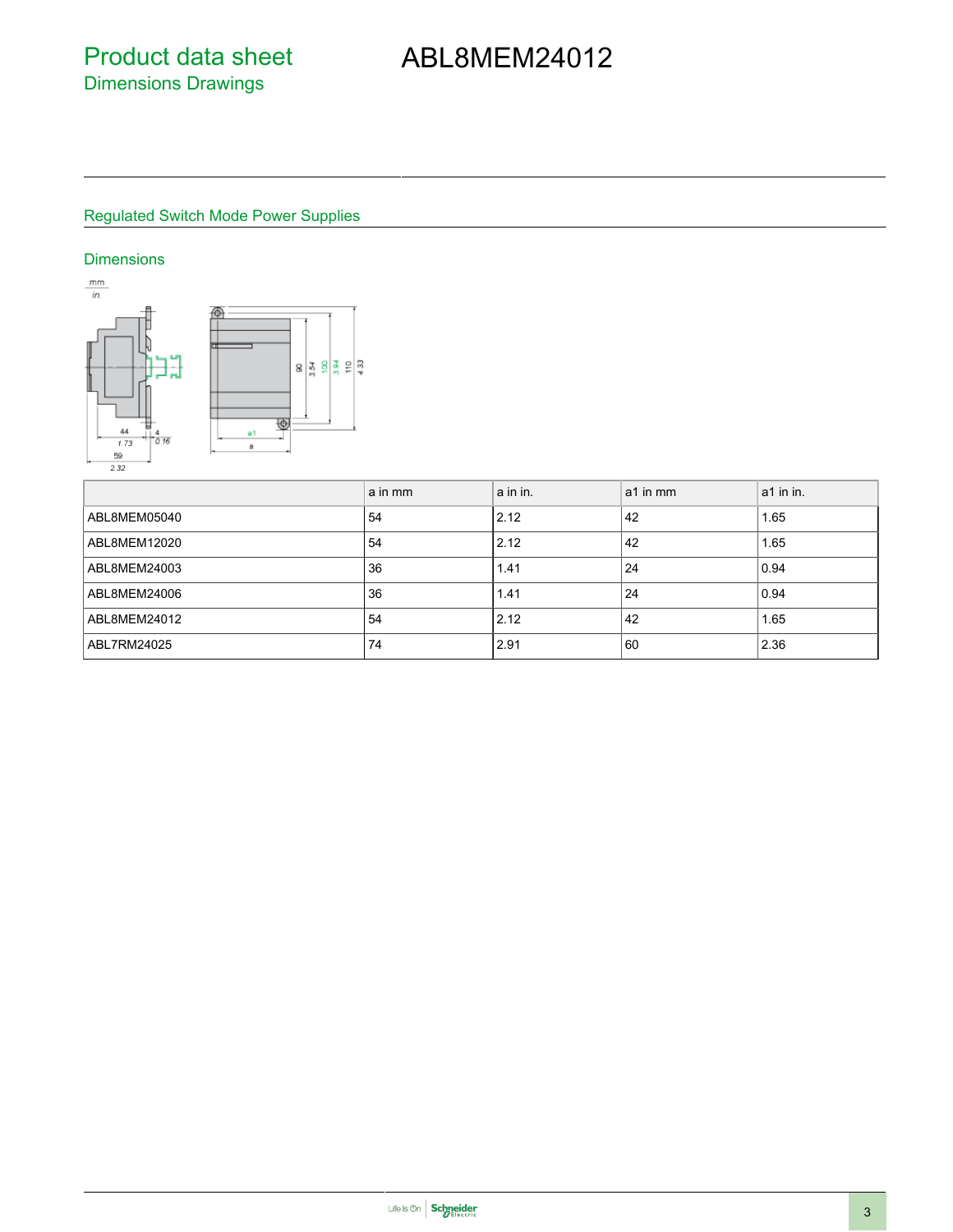# Product data sheet
## Dimensions Drawings

# ABL8MEM24012

### Regulated Switch Mode Power Supplies

#### Dimensions

| | a in mm | a in in. | a1 in mm | a1 in in. |
|---|---|---|---|---|
| ABL8MEM05040 | 54 | 2.12 | 42 | 1.65 |
| ABL8MEM12020 | 54 | 2.12 | 42 | 1.65 |
| ABL8MEM24003 | 36 | 1.41 | 24 | 0.94 |
| ABL8MEM24006 | 36 | 1.41 | 24 | 0.94 |
| ABL8MEM24012 | 54 | 2.12 | 42 | 1.65 |
| ABL7RM24025 | 74 | 2.91 | 60 | 2.36 |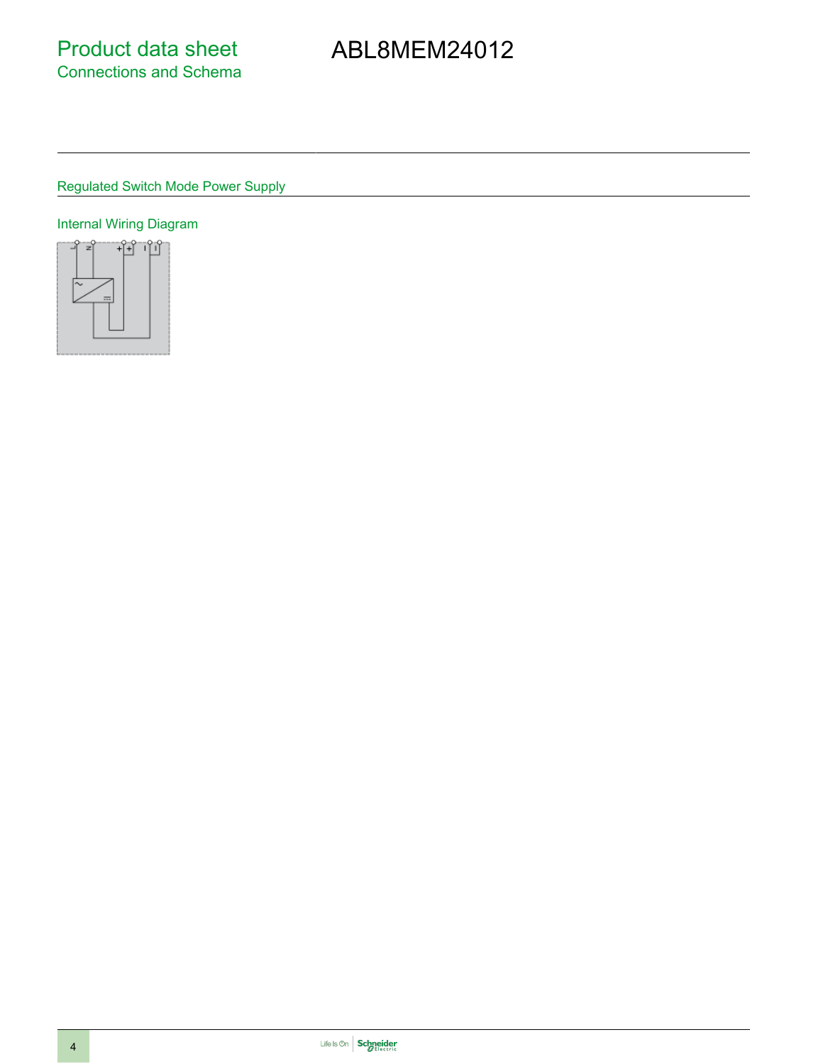# Product data sheet
## Connections and Schema

# ABL8MEM24012

### Regulated Switch Mode Power Supply

#### Internal Wiring Diagram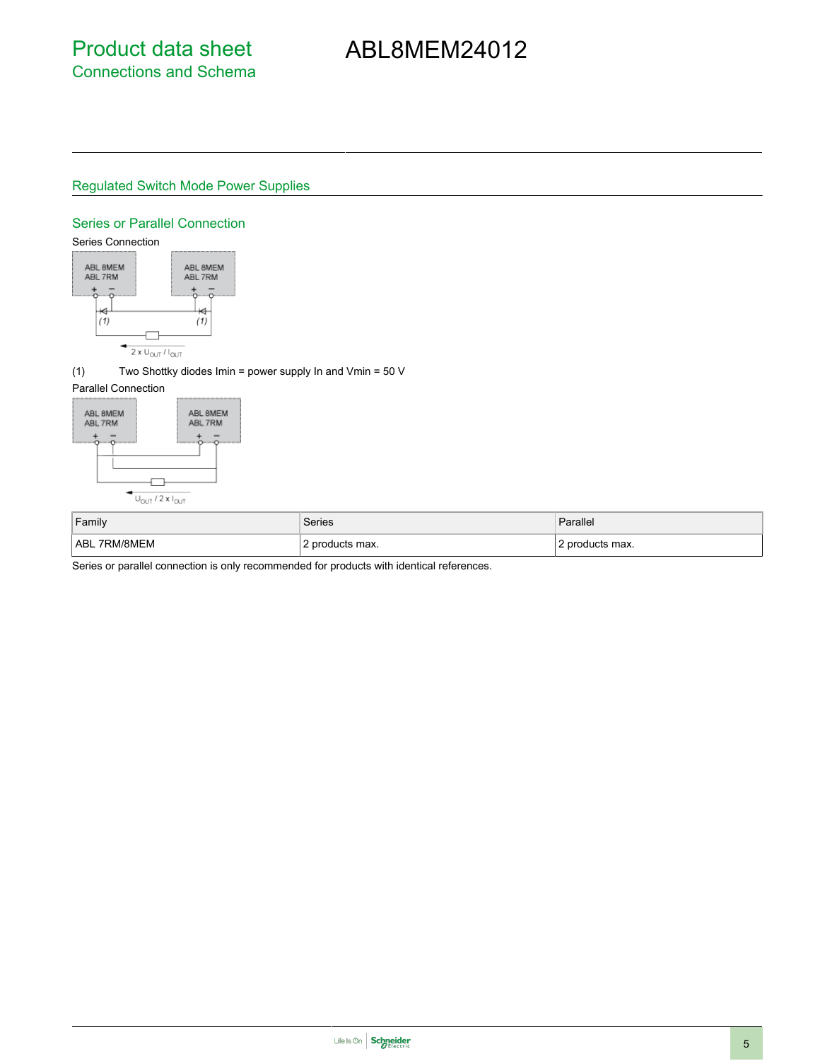# Product data sheet
## Connections and Schema

# ABL8MEM24012

## Regulated Switch Mode Power Supplies

### Series or Parallel Connection

Series Connection

(1) Two Shottky diodes Imin = power supply In and Vmin = 50 V

Parallel Connection

| Family | Series | Parallel |
|---|---|---|
| ABL 7RM/8MEM | 2 products max. | 2 products max. |

Series or parallel connection is only recommended for products with identical references.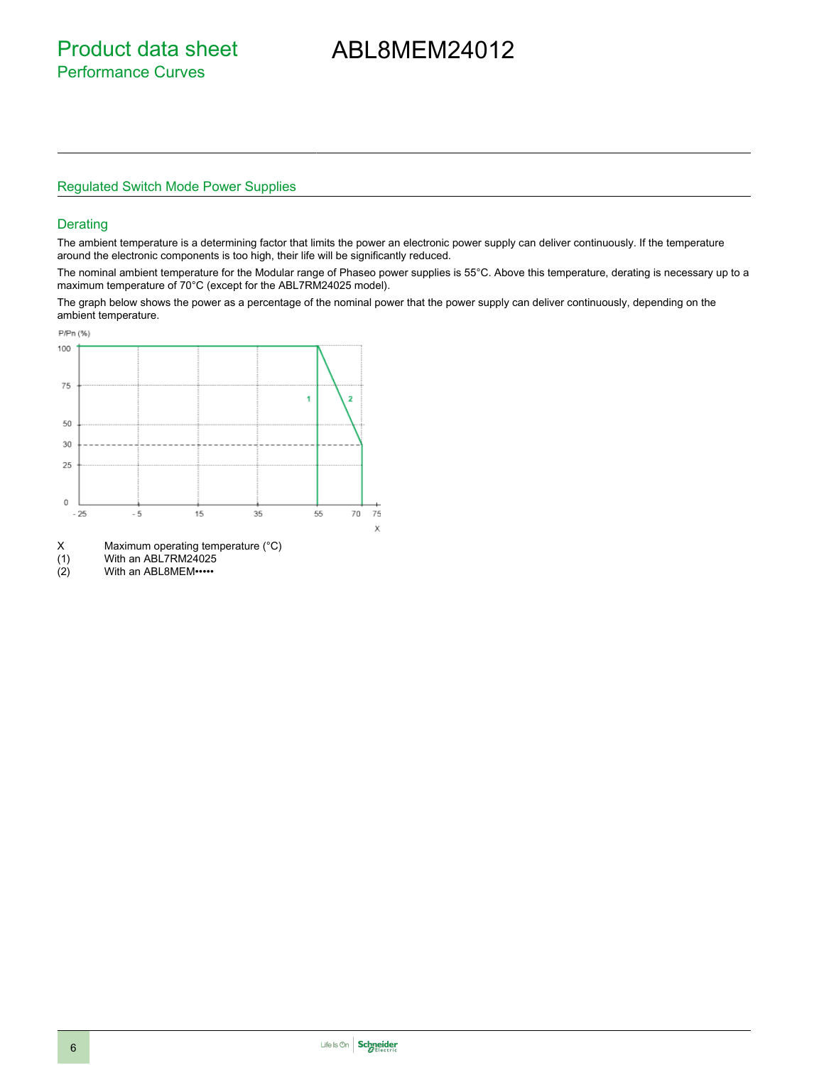# Product data sheet

## Performance Curves

# ABL8MEM24012

## Regulated Switch Mode Power Supplies

### Derating

The ambient temperature is a determining factor that limits the power an electronic power supply can deliver continuously. If the temperature around the electronic components is too high, their life will be significantly reduced.

The nominal ambient temperature for the Modular range of Phaseo power supplies is 55°C. Above this temperature, derating is necessary up to a maximum temperature of 70°C (except for the ABL7RM24025 model).

The graph below shows the power as a percentage of the nominal power that the power supply can deliver continuously, depending on the ambient temperature.

P/Pn (%)
100
75
50
30
25
0
- 25
- 5
15
35
55
70
75
X
1
2

X — Maximum operating temperature (°C)
(1) — With an ABL7RM24025
(2) — With an ABL8MEM•••••